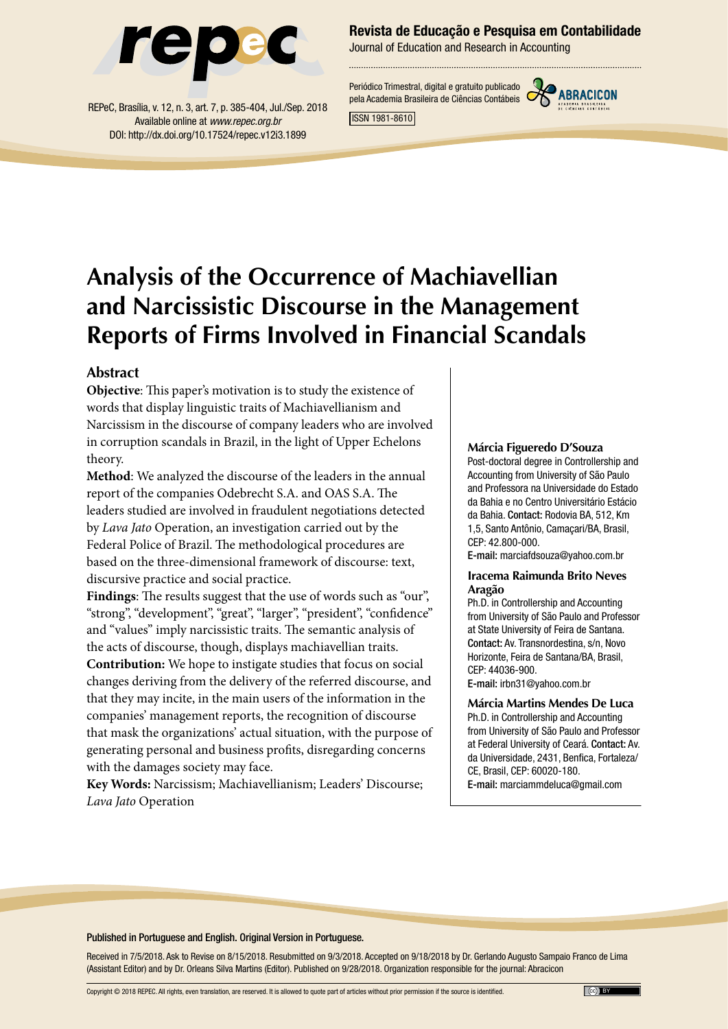# Analysis of the Occurrence of Machiavellian and Narcissistic Discourse in the Management Reports of Firms Involved in Financial Scandals

## Abstract

**Objective**: This paper's motivation is to study the existence of words that display linguistic traits of Machiavellianism and Narcissism in the discourse of company leaders who are involved in corruption scandals in Brazil, in the light of Upper Echelons theory.

**Method**: We analyzed the discourse of the leaders in the annual report of the companies Odebrecht S.A. and OAS S.A. The leaders studied are involved in fraudulent negotiations detected by *Lava Jato* Operation, an investigation carried out by the Federal Police of Brazil. The methodological procedures are based on the three-dimensional framework of discourse: text, discursive practice and social practice.

**Findings**: The results suggest that the use of words such as "our", "strong", "development", "great", "larger", "president", "confidence" and "values" imply narcissistic traits. The semantic analysis of the acts of discourse, though, displays machiavellian traits.

**Contribution:** We hope to instigate studies that focus on social changes deriving from the delivery of the referred discourse, and that they may incite, in the main users of the information in the companies' management reports, the recognition of discourse that mask the organizations' actual situation, with the purpose of generating personal and business profits, disregarding concerns with the damages society may face.

**Key Words:** Narcissism; Machiavellianism; Leaders' Discourse; *Lava Jato* Operation

**Márcia Figueredo D'Souza**
Post-doctoral degree in Controllership and Accounting from University of São Paulo and Professora na Universidade do Estado da Bahia e no Centro Universitário Estácio da Bahia. **Contact:** Rodovia BA, 512, Km 1,5, Santo Antônio, Camaçari/BA, Brasil, CEP: 42.800-000.
**E-mail:** marciafdsouza@yahoo.com.br

**Iracema Raimunda Brito Neves Aragão**
Ph.D. in Controllership and Accounting from University of São Paulo and Professor at State University of Feira de Santana. **Contact:** Av. Transnordestina, s/n, Novo Horizonte, Feira de Santana/BA, Brasil, CEP: 44036-900.
**E-mail:** irbn31@yahoo.com.br

**Márcia Martins Mendes De Luca**
Ph.D. in Controllership and Accounting from University of São Paulo and Professor at Federal University of Ceará. **Contact:** Av. da Universidade, 2431, Benfica, Fortaleza/CE, Brasil, CEP: 60020-180.
**E-mail:** marciammdeluca@gmail.com

Published in Portuguese and English. Original Version in Portuguese.

Received in 7/5/2018. Ask to Revise on 8/15/2018. Resubmitted on 9/3/2018. Accepted on 9/18/2018 by Dr. Gerlando Augusto Sampaio Franco de Lima (Assistant Editor) and by Dr. Orleans Silva Martins (Editor). Published on 9/28/2018. Organization responsible for the journal: Abracicon

Copyright © 2018 REPEC. All rights, even translation, are reserved. It is allowed to quote part of articles without prior permission if the source is identified.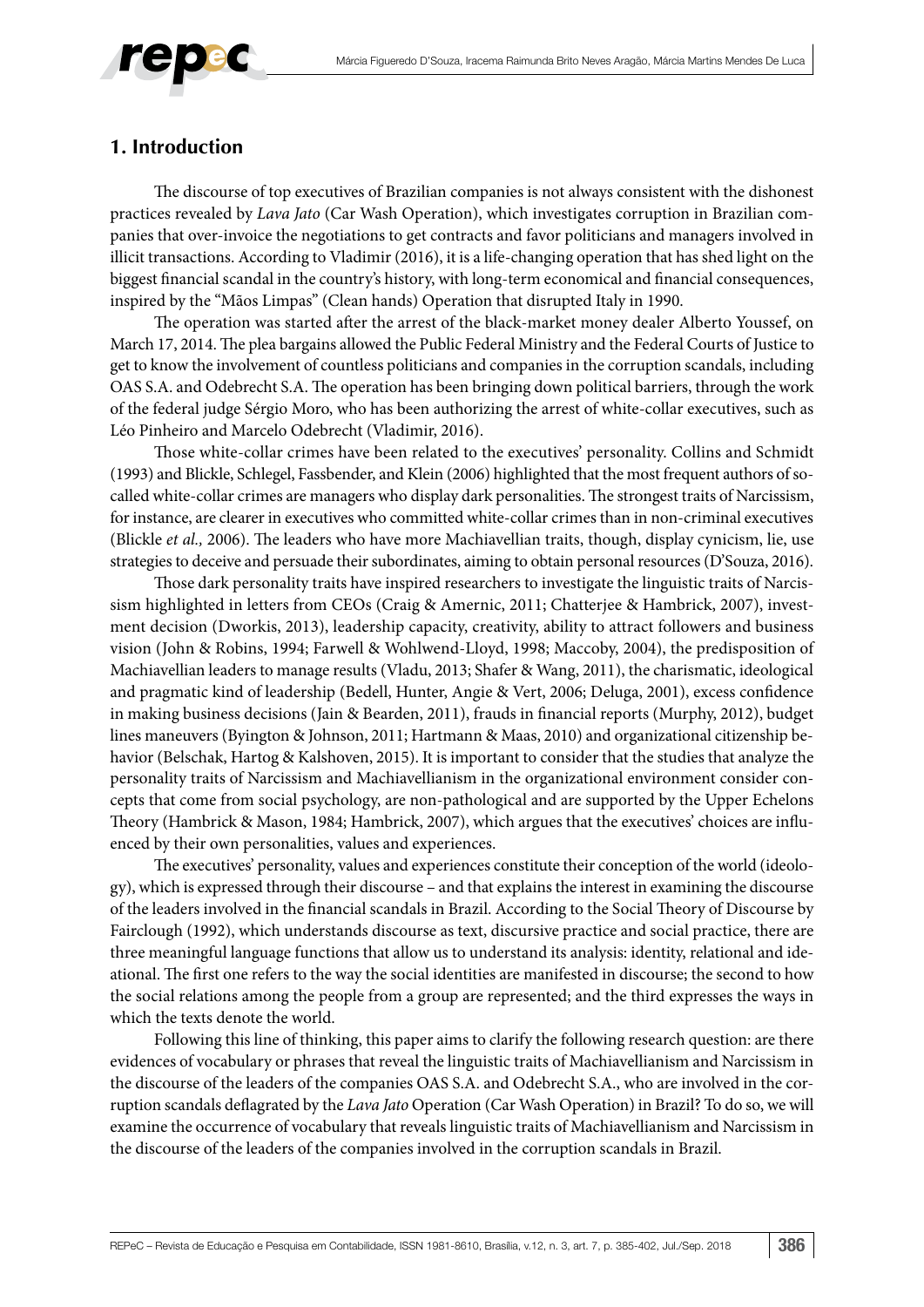## 1. Introduction

The discourse of top executives of Brazilian companies is not always consistent with the dishonest practices revealed by *Lava Jato* (Car Wash Operation), which investigates corruption in Brazilian companies that over-invoice the negotiations to get contracts and favor politicians and managers involved in illicit transactions. According to Vladimir (2016), it is a life-changing operation that has shed light on the biggest financial scandal in the country's history, with long-term economical and financial consequences, inspired by the "Mãos Limpas" (Clean hands) Operation that disrupted Italy in 1990.

The operation was started after the arrest of the black-market money dealer Alberto Youssef, on March 17, 2014. The plea bargains allowed the Public Federal Ministry and the Federal Courts of Justice to get to know the involvement of countless politicians and companies in the corruption scandals, including OAS S.A. and Odebrecht S.A. The operation has been bringing down political barriers, through the work of the federal judge Sérgio Moro, who has been authorizing the arrest of white-collar executives, such as Léo Pinheiro and Marcelo Odebrecht (Vladimir, 2016).

Those white-collar crimes have been related to the executives' personality. Collins and Schmidt (1993) and Blickle, Schlegel, Fassbender, and Klein (2006) highlighted that the most frequent authors of so-called white-collar crimes are managers who display dark personalities. The strongest traits of Narcissism, for instance, are clearer in executives who committed white-collar crimes than in non-criminal executives (Blickle *et al.,* 2006). The leaders who have more Machiavellian traits, though, display cynicism, lie, use strategies to deceive and persuade their subordinates, aiming to obtain personal resources (D'Souza, 2016).

Those dark personality traits have inspired researchers to investigate the linguistic traits of Narcissism highlighted in letters from CEOs (Craig & Amernic, 2011; Chatterjee & Hambrick, 2007), investment decision (Dworkis, 2013), leadership capacity, creativity, ability to attract followers and business vision (John & Robins, 1994; Farwell & Wohlwend-Lloyd, 1998; Maccoby, 2004), the predisposition of Machiavellian leaders to manage results (Vladu, 2013; Shafer & Wang, 2011), the charismatic, ideological and pragmatic kind of leadership (Bedell, Hunter, Angie & Vert, 2006; Deluga, 2001), excess confidence in making business decisions (Jain & Bearden, 2011), frauds in financial reports (Murphy, 2012), budget lines maneuvers (Byington & Johnson, 2011; Hartmann & Maas, 2010) and organizational citizenship behavior (Belschak, Hartog & Kalshoven, 2015). It is important to consider that the studies that analyze the personality traits of Narcissism and Machiavellianism in the organizational environment consider concepts that come from social psychology, are non-pathological and are supported by the Upper Echelons Theory (Hambrick & Mason, 1984; Hambrick, 2007), which argues that the executives' choices are influenced by their own personalities, values and experiences.

The executives' personality, values and experiences constitute their conception of the world (ideology), which is expressed through their discourse – and that explains the interest in examining the discourse of the leaders involved in the financial scandals in Brazil. According to the Social Theory of Discourse by Fairclough (1992), which understands discourse as text, discursive practice and social practice, there are three meaningful language functions that allow us to understand its analysis: identity, relational and ideational. The first one refers to the way the social identities are manifested in discourse; the second to how the social relations among the people from a group are represented; and the third expresses the ways in which the texts denote the world.

Following this line of thinking, this paper aims to clarify the following research question: are there evidences of vocabulary or phrases that reveal the linguistic traits of Machiavellianism and Narcissism in the discourse of the leaders of the companies OAS S.A. and Odebrecht S.A., who are involved in the corruption scandals deflagrated by the *Lava Jato* Operation (Car Wash Operation) in Brazil? To do so, we will examine the occurrence of vocabulary that reveals linguistic traits of Machiavellianism and Narcissism in the discourse of the leaders of the companies involved in the corruption scandals in Brazil.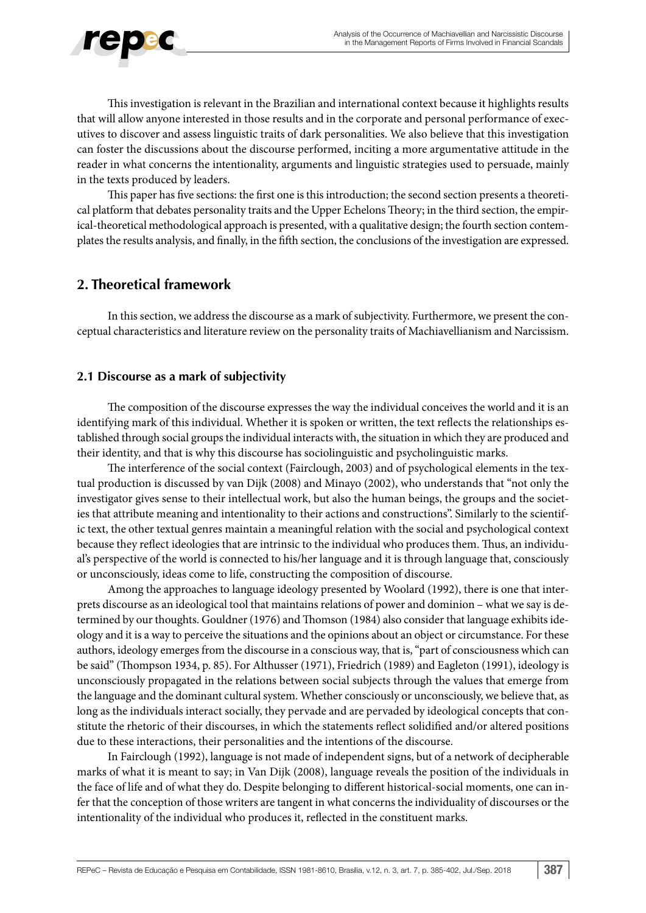This investigation is relevant in the Brazilian and international context because it highlights results that will allow anyone interested in those results and in the corporate and personal performance of executives to discover and assess linguistic traits of dark personalities. We also believe that this investigation can foster the discussions about the discourse performed, inciting a more argumentative attitude in the reader in what concerns the intentionality, arguments and linguistic strategies used to persuade, mainly in the texts produced by leaders.

This paper has five sections: the first one is this introduction; the second section presents a theoretical platform that debates personality traits and the Upper Echelons Theory; in the third section, the empirical-theoretical methodological approach is presented, with a qualitative design; the fourth section contemplates the results analysis, and finally, in the fifth section, the conclusions of the investigation are expressed.

## 2. Theoretical framework

In this section, we address the discourse as a mark of subjectivity. Furthermore, we present the conceptual characteristics and literature review on the personality traits of Machiavellianism and Narcissism.

### 2.1 Discourse as a mark of subjectivity

The composition of the discourse expresses the way the individual conceives the world and it is an identifying mark of this individual. Whether it is spoken or written, the text reflects the relationships established through social groups the individual interacts with, the situation in which they are produced and their identity, and that is why this discourse has sociolinguistic and psycholinguistic marks.

The interference of the social context (Fairclough, 2003) and of psychological elements in the textual production is discussed by van Dijk (2008) and Minayo (2002), who understands that "not only the investigator gives sense to their intellectual work, but also the human beings, the groups and the societies that attribute meaning and intentionality to their actions and constructions". Similarly to the scientific text, the other textual genres maintain a meaningful relation with the social and psychological context because they reflect ideologies that are intrinsic to the individual who produces them. Thus, an individual's perspective of the world is connected to his/her language and it is through language that, consciously or unconsciously, ideas come to life, constructing the composition of discourse.

Among the approaches to language ideology presented by Woolard (1992), there is one that interprets discourse as an ideological tool that maintains relations of power and dominion – what we say is determined by our thoughts. Gouldner (1976) and Thomson (1984) also consider that language exhibits ideology and it is a way to perceive the situations and the opinions about an object or circumstance. For these authors, ideology emerges from the discourse in a conscious way, that is, "part of consciousness which can be said" (Thompson 1934, p. 85). For Althusser (1971), Friedrich (1989) and Eagleton (1991), ideology is unconsciously propagated in the relations between social subjects through the values that emerge from the language and the dominant cultural system. Whether consciously or unconsciously, we believe that, as long as the individuals interact socially, they pervade and are pervaded by ideological concepts that constitute the rhetoric of their discourses, in which the statements reflect solidified and/or altered positions due to these interactions, their personalities and the intentions of the discourse.

In Fairclough (1992), language is not made of independent signs, but of a network of decipherable marks of what it is meant to say; in Van Dijk (2008), language reveals the position of the individuals in the face of life and of what they do. Despite belonging to different historical-social moments, one can infer that the conception of those writers are tangent in what concerns the individuality of discourses or the intentionality of the individual who produces it, reflected in the constituent marks.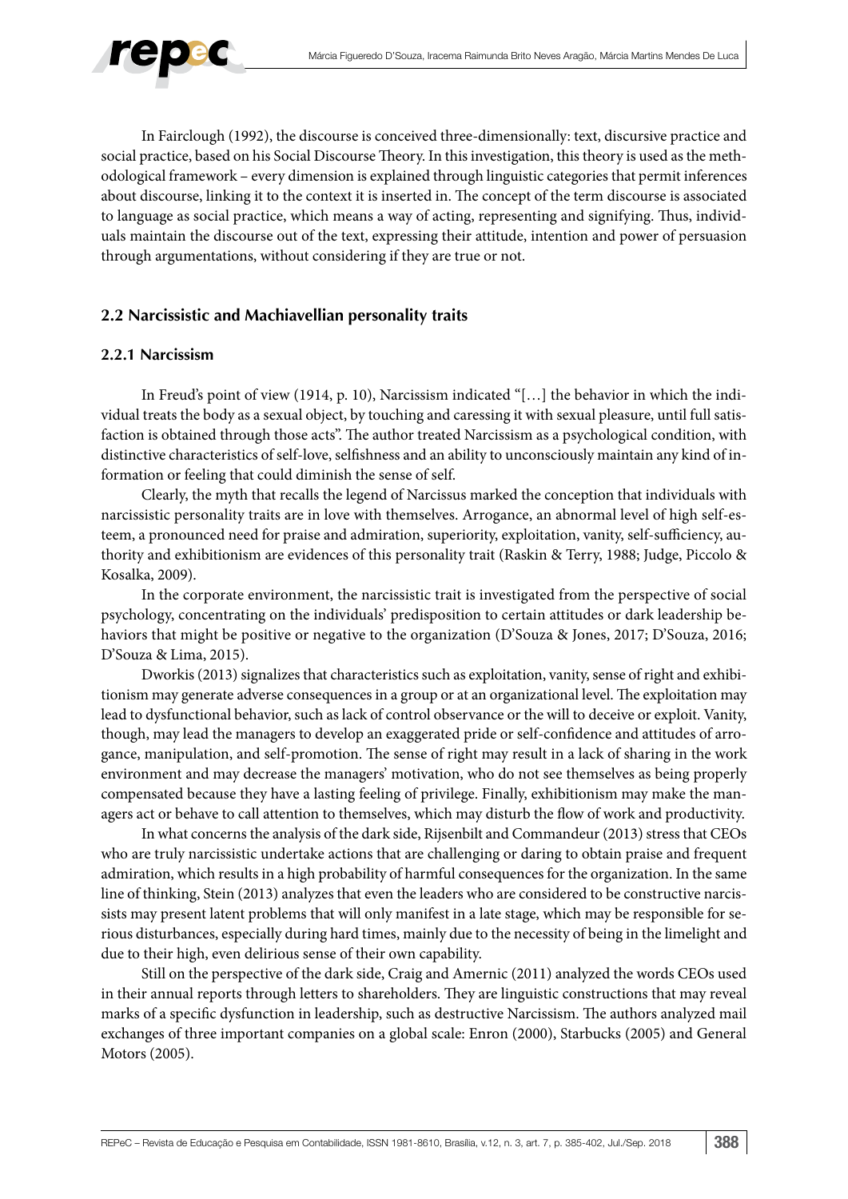In Fairclough (1992), the discourse is conceived three-dimensionally: text, discursive practice and social practice, based on his Social Discourse Theory. In this investigation, this theory is used as the methodological framework – every dimension is explained through linguistic categories that permit inferences about discourse, linking it to the context it is inserted in. The concept of the term discourse is associated to language as social practice, which means a way of acting, representing and signifying. Thus, individuals maintain the discourse out of the text, expressing their attitude, intention and power of persuasion through argumentations, without considering if they are true or not.

## 2.2 Narcissistic and Machiavellian personality traits

### 2.2.1 Narcissism

In Freud's point of view (1914, p. 10), Narcissism indicated "[…] the behavior in which the individual treats the body as a sexual object, by touching and caressing it with sexual pleasure, until full satisfaction is obtained through those acts". The author treated Narcissism as a psychological condition, with distinctive characteristics of self-love, selfishness and an ability to unconsciously maintain any kind of information or feeling that could diminish the sense of self.

Clearly, the myth that recalls the legend of Narcissus marked the conception that individuals with narcissistic personality traits are in love with themselves. Arrogance, an abnormal level of high self-esteem, a pronounced need for praise and admiration, superiority, exploitation, vanity, self-sufficiency, authority and exhibitionism are evidences of this personality trait (Raskin & Terry, 1988; Judge, Piccolo & Kosalka, 2009).

In the corporate environment, the narcissistic trait is investigated from the perspective of social psychology, concentrating on the individuals' predisposition to certain attitudes or dark leadership behaviors that might be positive or negative to the organization (D'Souza & Jones, 2017; D'Souza, 2016; D'Souza & Lima, 2015).

Dworkis (2013) signalizes that characteristics such as exploitation, vanity, sense of right and exhibitionism may generate adverse consequences in a group or at an organizational level. The exploitation may lead to dysfunctional behavior, such as lack of control observance or the will to deceive or exploit. Vanity, though, may lead the managers to develop an exaggerated pride or self-confidence and attitudes of arrogance, manipulation, and self-promotion. The sense of right may result in a lack of sharing in the work environment and may decrease the managers' motivation, who do not see themselves as being properly compensated because they have a lasting feeling of privilege. Finally, exhibitionism may make the managers act or behave to call attention to themselves, which may disturb the flow of work and productivity.

In what concerns the analysis of the dark side, Rijsenbilt and Commandeur (2013) stress that CEOs who are truly narcissistic undertake actions that are challenging or daring to obtain praise and frequent admiration, which results in a high probability of harmful consequences for the organization. In the same line of thinking, Stein (2013) analyzes that even the leaders who are considered to be constructive narcissists may present latent problems that will only manifest in a late stage, which may be responsible for serious disturbances, especially during hard times, mainly due to the necessity of being in the limelight and due to their high, even delirious sense of their own capability.

Still on the perspective of the dark side, Craig and Amernic (2011) analyzed the words CEOs used in their annual reports through letters to shareholders. They are linguistic constructions that may reveal marks of a specific dysfunction in leadership, such as destructive Narcissism. The authors analyzed mail exchanges of three important companies on a global scale: Enron (2000), Starbucks (2005) and General Motors (2005).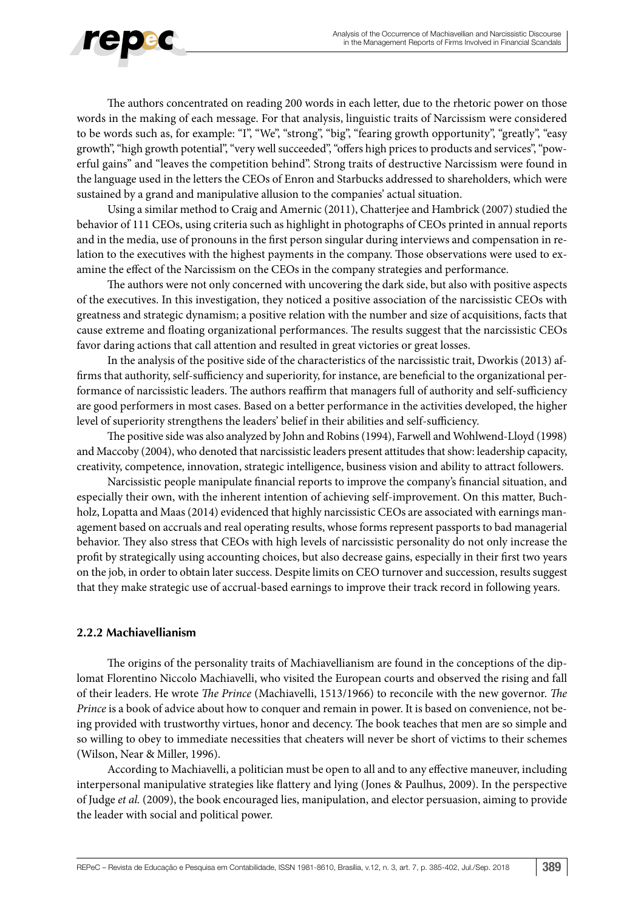The authors concentrated on reading 200 words in each letter, due to the rhetoric power on those words in the making of each message. For that analysis, linguistic traits of Narcissism were considered to be words such as, for example: "I", "We", "strong", "big", "fearing growth opportunity", "greatly", "easy growth", "high growth potential", "very well succeeded", "offers high prices to products and services", "powerful gains" and "leaves the competition behind". Strong traits of destructive Narcissism were found in the language used in the letters the CEOs of Enron and Starbucks addressed to shareholders, which were sustained by a grand and manipulative allusion to the companies' actual situation.

Using a similar method to Craig and Amernic (2011), Chatterjee and Hambrick (2007) studied the behavior of 111 CEOs, using criteria such as highlight in photographs of CEOs printed in annual reports and in the media, use of pronouns in the first person singular during interviews and compensation in relation to the executives with the highest payments in the company. Those observations were used to examine the effect of the Narcissism on the CEOs in the company strategies and performance.

The authors were not only concerned with uncovering the dark side, but also with positive aspects of the executives. In this investigation, they noticed a positive association of the narcissistic CEOs with greatness and strategic dynamism; a positive relation with the number and size of acquisitions, facts that cause extreme and floating organizational performances. The results suggest that the narcissistic CEOs favor daring actions that call attention and resulted in great victories or great losses.

In the analysis of the positive side of the characteristics of the narcissistic trait, Dworkis (2013) affirms that authority, self-sufficiency and superiority, for instance, are beneficial to the organizational performance of narcissistic leaders. The authors reaffirm that managers full of authority and self-sufficiency are good performers in most cases. Based on a better performance in the activities developed, the higher level of superiority strengthens the leaders' belief in their abilities and self-sufficiency.

The positive side was also analyzed by John and Robins (1994), Farwell and Wohlwend-Lloyd (1998) and Maccoby (2004), who denoted that narcissistic leaders present attitudes that show: leadership capacity, creativity, competence, innovation, strategic intelligence, business vision and ability to attract followers.

Narcissistic people manipulate financial reports to improve the company's financial situation, and especially their own, with the inherent intention of achieving self-improvement. On this matter, Buchholz, Lopatta and Maas (2014) evidenced that highly narcissistic CEOs are associated with earnings management based on accruals and real operating results, whose forms represent passports to bad managerial behavior. They also stress that CEOs with high levels of narcissistic personality do not only increase the profit by strategically using accounting choices, but also decrease gains, especially in their first two years on the job, in order to obtain later success. Despite limits on CEO turnover and succession, results suggest that they make strategic use of accrual-based earnings to improve their track record in following years.

### 2.2.2 Machiavellianism

The origins of the personality traits of Machiavellianism are found in the conceptions of the diplomat Florentino Niccolo Machiavelli, who visited the European courts and observed the rising and fall of their leaders. He wrote *The Prince* (Machiavelli, 1513/1966) to reconcile with the new governor. *The Prince* is a book of advice about how to conquer and remain in power. It is based on convenience, not being provided with trustworthy virtues, honor and decency. The book teaches that men are so simple and so willing to obey to immediate necessities that cheaters will never be short of victims to their schemes (Wilson, Near & Miller, 1996).

According to Machiavelli, a politician must be open to all and to any effective maneuver, including interpersonal manipulative strategies like flattery and lying (Jones & Paulhus, 2009). In the perspective of Judge *et al.* (2009), the book encouraged lies, manipulation, and elector persuasion, aiming to provide the leader with social and political power.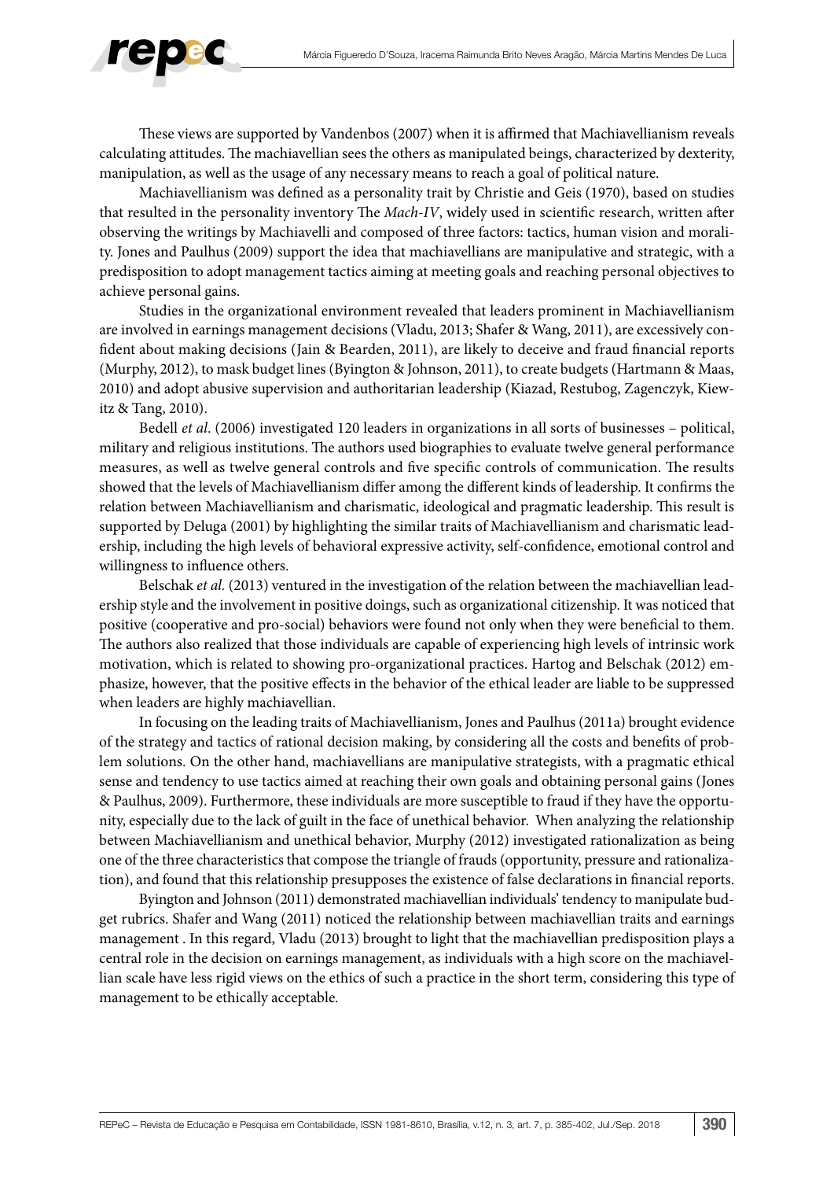These views are supported by Vandenbos (2007) when it is affirmed that Machiavellianism reveals calculating attitudes. The machiavellian sees the others as manipulated beings, characterized by dexterity, manipulation, as well as the usage of any necessary means to reach a goal of political nature.

Machiavellianism was defined as a personality trait by Christie and Geis (1970), based on studies that resulted in the personality inventory The *Mach-IV*, widely used in scientific research, written after observing the writings by Machiavelli and composed of three factors: tactics, human vision and morality. Jones and Paulhus (2009) support the idea that machiavellians are manipulative and strategic, with a predisposition to adopt management tactics aiming at meeting goals and reaching personal objectives to achieve personal gains.

Studies in the organizational environment revealed that leaders prominent in Machiavellianism are involved in earnings management decisions (Vladu, 2013; Shafer & Wang, 2011), are excessively confident about making decisions (Jain & Bearden, 2011), are likely to deceive and fraud financial reports (Murphy, 2012), to mask budget lines (Byington & Johnson, 2011), to create budgets (Hartmann & Maas, 2010) and adopt abusive supervision and authoritarian leadership (Kiazad, Restubog, Zagenczyk, Kiewitz & Tang, 2010).

Bedell *et al*. (2006) investigated 120 leaders in organizations in all sorts of businesses – political, military and religious institutions. The authors used biographies to evaluate twelve general performance measures, as well as twelve general controls and five specific controls of communication. The results showed that the levels of Machiavellianism differ among the different kinds of leadership. It confirms the relation between Machiavellianism and charismatic, ideological and pragmatic leadership. This result is supported by Deluga (2001) by highlighting the similar traits of Machiavellianism and charismatic leadership, including the high levels of behavioral expressive activity, self-confidence, emotional control and willingness to influence others.

Belschak *et al.* (2013) ventured in the investigation of the relation between the machiavellian leadership style and the involvement in positive doings, such as organizational citizenship. It was noticed that positive (cooperative and pro-social) behaviors were found not only when they were beneficial to them. The authors also realized that those individuals are capable of experiencing high levels of intrinsic work motivation, which is related to showing pro-organizational practices. Hartog and Belschak (2012) emphasize, however, that the positive effects in the behavior of the ethical leader are liable to be suppressed when leaders are highly machiavellian.

In focusing on the leading traits of Machiavellianism, Jones and Paulhus (2011a) brought evidence of the strategy and tactics of rational decision making, by considering all the costs and benefits of problem solutions. On the other hand, machiavellians are manipulative strategists, with a pragmatic ethical sense and tendency to use tactics aimed at reaching their own goals and obtaining personal gains (Jones & Paulhus, 2009). Furthermore, these individuals are more susceptible to fraud if they have the opportunity, especially due to the lack of guilt in the face of unethical behavior. When analyzing the relationship between Machiavellianism and unethical behavior, Murphy (2012) investigated rationalization as being one of the three characteristics that compose the triangle of frauds (opportunity, pressure and rationalization), and found that this relationship presupposes the existence of false declarations in financial reports.

Byington and Johnson (2011) demonstrated machiavellian individuals' tendency to manipulate budget rubrics. Shafer and Wang (2011) noticed the relationship between machiavellian traits and earnings management . In this regard, Vladu (2013) brought to light that the machiavellian predisposition plays a central role in the decision on earnings management, as individuals with a high score on the machiavellian scale have less rigid views on the ethics of such a practice in the short term, considering this type of management to be ethically acceptable.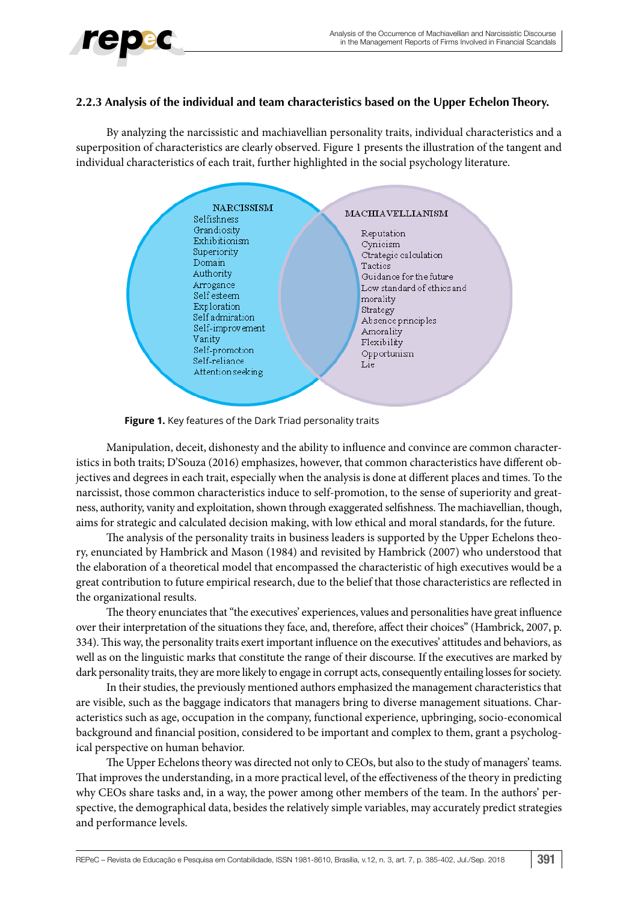### 2.2.3 Analysis of the individual and team characteristics based on the Upper Echelon Theory.

By analyzing the narcissistic and machiavellian personality traits, individual characteristics and a superposition of characteristics are clearly observed. Figure 1 presents the illustration of the tangent and individual characteristics of each trait, further highlighted in the social psychology literature.

**NARCISSISM**
Selfishness
Grandiosity
Exhibitionism
Superiority
Domain
Authority
Arrogance
Self esteem
Exploration
Self admiration
Self-improvement
Vanity
Self-promotion
Self-reliance
Attention seeking

**MACHIAVELLIANISM**
Reputation
Cynicism
Ctrategic calculation
Tactics
Guidance for the future
Low standard of ethics and morality
Strategy
Absence principles
Amorality
Flexibility
Opportunism
Lie

**Figure 1.** Key features of the Dark Triad personality traits

Manipulation, deceit, dishonesty and the ability to influence and convince are common characteristics in both traits; D'Souza (2016) emphasizes, however, that common characteristics have different objectives and degrees in each trait, especially when the analysis is done at different places and times. To the narcissist, those common characteristics induce to self-promotion, to the sense of superiority and greatness, authority, vanity and exploitation, shown through exaggerated selfishness. The machiavellian, though, aims for strategic and calculated decision making, with low ethical and moral standards, for the future.

The analysis of the personality traits in business leaders is supported by the Upper Echelons theory, enunciated by Hambrick and Mason (1984) and revisited by Hambrick (2007) who understood that the elaboration of a theoretical model that encompassed the characteristic of high executives would be a great contribution to future empirical research, due to the belief that those characteristics are reflected in the organizational results.

The theory enunciates that "the executives' experiences, values and personalities have great influence over their interpretation of the situations they face, and, therefore, affect their choices" (Hambrick, 2007, p. 334). This way, the personality traits exert important influence on the executives' attitudes and behaviors, as well as on the linguistic marks that constitute the range of their discourse. If the executives are marked by dark personality traits, they are more likely to engage in corrupt acts, consequently entailing losses for society.

In their studies, the previously mentioned authors emphasized the management characteristics that are visible, such as the baggage indicators that managers bring to diverse management situations. Characteristics such as age, occupation in the company, functional experience, upbringing, socio-economical background and financial position, considered to be important and complex to them, grant a psychological perspective on human behavior.

The Upper Echelons theory was directed not only to CEOs, but also to the study of managers' teams. That improves the understanding, in a more practical level, of the effectiveness of the theory in predicting why CEOs share tasks and, in a way, the power among other members of the team. In the authors' perspective, the demographical data, besides the relatively simple variables, may accurately predict strategies and performance levels.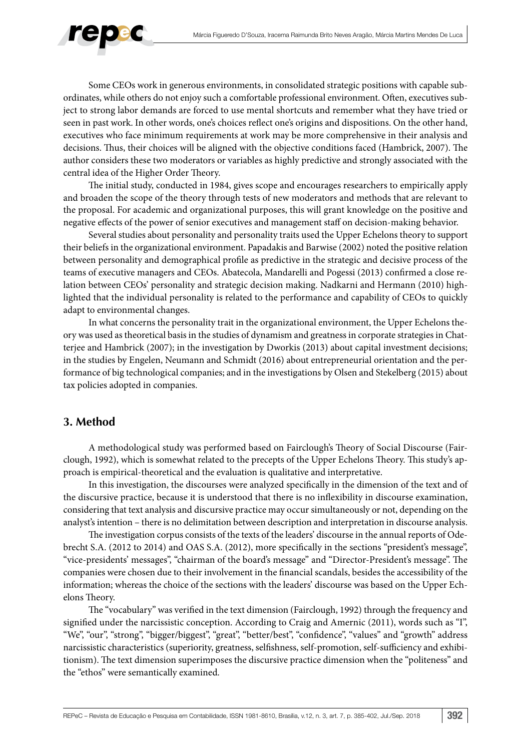Some CEOs work in generous environments, in consolidated strategic positions with capable subordinates, while others do not enjoy such a comfortable professional environment. Often, executives subject to strong labor demands are forced to use mental shortcuts and remember what they have tried or seen in past work. In other words, one's choices reflect one's origins and dispositions. On the other hand, executives who face minimum requirements at work may be more comprehensive in their analysis and decisions. Thus, their choices will be aligned with the objective conditions faced (Hambrick, 2007). The author considers these two moderators or variables as highly predictive and strongly associated with the central idea of the Higher Order Theory.

The initial study, conducted in 1984, gives scope and encourages researchers to empirically apply and broaden the scope of the theory through tests of new moderators and methods that are relevant to the proposal. For academic and organizational purposes, this will grant knowledge on the positive and negative effects of the power of senior executives and management staff on decision-making behavior.

Several studies about personality and personality traits used the Upper Echelons theory to support their beliefs in the organizational environment. Papadakis and Barwise (2002) noted the positive relation between personality and demographical profile as predictive in the strategic and decisive process of the teams of executive managers and CEOs. Abatecola, Mandarelli and Pogessi (2013) confirmed a close relation between CEOs' personality and strategic decision making. Nadkarni and Hermann (2010) highlighted that the individual personality is related to the performance and capability of CEOs to quickly adapt to environmental changes.

In what concerns the personality trait in the organizational environment, the Upper Echelons theory was used as theoretical basis in the studies of dynamism and greatness in corporate strategies in Chatterjee and Hambrick (2007); in the investigation by Dworkis (2013) about capital investment decisions; in the studies by Engelen, Neumann and Schmidt (2016) about entrepreneurial orientation and the performance of big technological companies; and in the investigations by Olsen and Stekelberg (2015) about tax policies adopted in companies.

## 3. Method

A methodological study was performed based on Fairclough's Theory of Social Discourse (Fairclough, 1992), which is somewhat related to the precepts of the Upper Echelons Theory. This study's approach is empirical-theoretical and the evaluation is qualitative and interpretative.

In this investigation, the discourses were analyzed specifically in the dimension of the text and of the discursive practice, because it is understood that there is no inflexibility in discourse examination, considering that text analysis and discursive practice may occur simultaneously or not, depending on the analyst's intention – there is no delimitation between description and interpretation in discourse analysis.

The investigation corpus consists of the texts of the leaders' discourse in the annual reports of Odebrecht S.A. (2012 to 2014) and OAS S.A. (2012), more specifically in the sections "president's message", "vice-presidents' messages", "chairman of the board's message" and "Director-President's message". The companies were chosen due to their involvement in the financial scandals, besides the accessibility of the information; whereas the choice of the sections with the leaders' discourse was based on the Upper Echelons Theory.

The "vocabulary" was verified in the text dimension (Fairclough, 1992) through the frequency and signified under the narcissistic conception. According to Craig and Amernic (2011), words such as "I", "We", "our", "strong", "bigger/biggest", "great", "better/best", "confidence", "values" and "growth" address narcissistic characteristics (superiority, greatness, selfishness, self-promotion, self-sufficiency and exhibitionism). The text dimension superimposes the discursive practice dimension when the "politeness" and the "ethos" were semantically examined.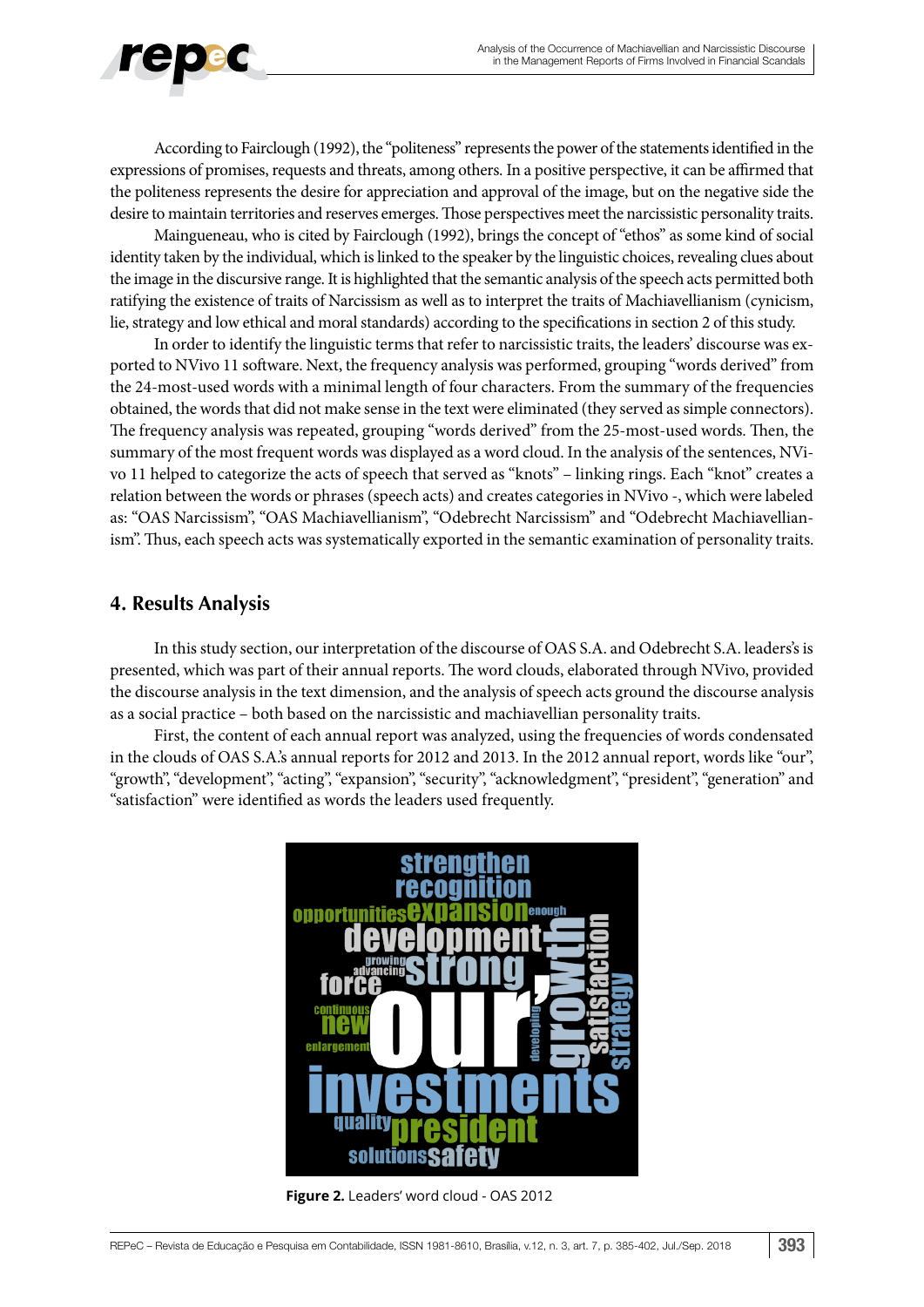According to Fairclough (1992), the "politeness" represents the power of the statements identified in the expressions of promises, requests and threats, among others. In a positive perspective, it can be affirmed that the politeness represents the desire for appreciation and approval of the image, but on the negative side the desire to maintain territories and reserves emerges. Those perspectives meet the narcissistic personality traits.

Maingueneau, who is cited by Fairclough (1992), brings the concept of "ethos" as some kind of social identity taken by the individual, which is linked to the speaker by the linguistic choices, revealing clues about the image in the discursive range. It is highlighted that the semantic analysis of the speech acts permitted both ratifying the existence of traits of Narcissism as well as to interpret the traits of Machiavellianism (cynicism, lie, strategy and low ethical and moral standards) according to the specifications in section 2 of this study.

In order to identify the linguistic terms that refer to narcissistic traits, the leaders' discourse was exported to NVivo 11 software. Next, the frequency analysis was performed, grouping "words derived" from the 24-most-used words with a minimal length of four characters. From the summary of the frequencies obtained, the words that did not make sense in the text were eliminated (they served as simple connectors). The frequency analysis was repeated, grouping "words derived" from the 25-most-used words. Then, the summary of the most frequent words was displayed as a word cloud. In the analysis of the sentences, NVivo 11 helped to categorize the acts of speech that served as "knots" – linking rings. Each "knot" creates a relation between the words or phrases (speech acts) and creates categories in NVivo -, which were labeled as: "OAS Narcissism", "OAS Machiavellianism", "Odebrecht Narcissism" and "Odebrecht Machiavellianism". Thus, each speech acts was systematically exported in the semantic examination of personality traits.

## 4. Results Analysis

In this study section, our interpretation of the discourse of OAS S.A. and Odebrecht S.A. leaders's is presented, which was part of their annual reports. The word clouds, elaborated through NVivo, provided the discourse analysis in the text dimension, and the analysis of speech acts ground the discourse analysis as a social practice – both based on the narcissistic and machiavellian personality traits.

First, the content of each annual report was analyzed, using the frequencies of words condensated in the clouds of OAS S.A.'s annual reports for 2012 and 2013. In the 2012 annual report, words like "our", "growth", "development", "acting", "expansion", "security", "acknowledgment", "president", "generation" and "satisfaction" were identified as words the leaders used frequently.

**Figure 2.** Leaders' word cloud - OAS 2012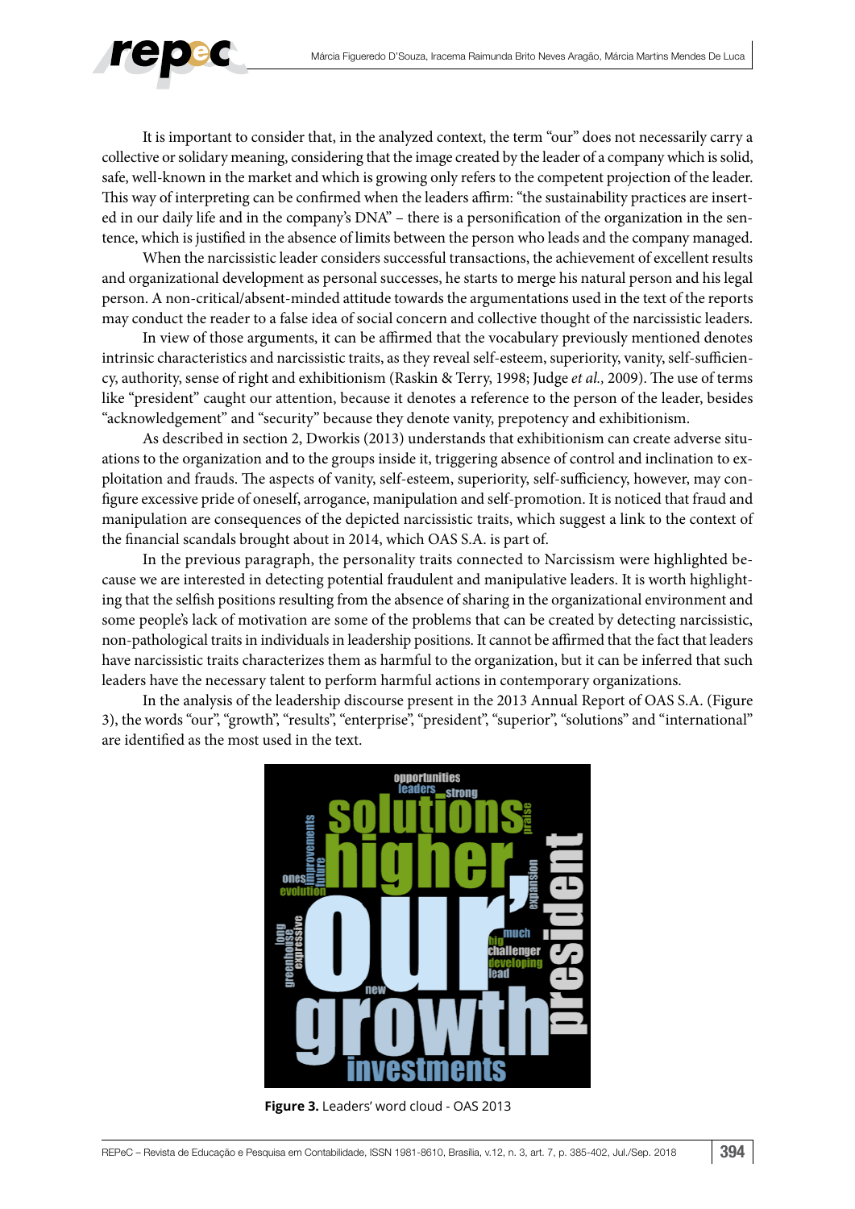It is important to consider that, in the analyzed context, the term "our" does not necessarily carry a collective or solidary meaning, considering that the image created by the leader of a company which is solid, safe, well-known in the market and which is growing only refers to the competent projection of the leader. This way of interpreting can be confirmed when the leaders affirm: "the sustainability practices are inserted in our daily life and in the company's DNA" – there is a personification of the organization in the sentence, which is justified in the absence of limits between the person who leads and the company managed.

When the narcissistic leader considers successful transactions, the achievement of excellent results and organizational development as personal successes, he starts to merge his natural person and his legal person. A non-critical/absent-minded attitude towards the argumentations used in the text of the reports may conduct the reader to a false idea of social concern and collective thought of the narcissistic leaders.

In view of those arguments, it can be affirmed that the vocabulary previously mentioned denotes intrinsic characteristics and narcissistic traits, as they reveal self-esteem, superiority, vanity, self-sufficiency, authority, sense of right and exhibitionism (Raskin & Terry, 1998; Judge *et al.,* 2009). The use of terms like "president" caught our attention, because it denotes a reference to the person of the leader, besides "acknowledgement" and "security" because they denote vanity, prepotency and exhibitionism.

As described in section 2, Dworkis (2013) understands that exhibitionism can create adverse situations to the organization and to the groups inside it, triggering absence of control and inclination to exploitation and frauds. The aspects of vanity, self-esteem, superiority, self-sufficiency, however, may configure excessive pride of oneself, arrogance, manipulation and self-promotion. It is noticed that fraud and manipulation are consequences of the depicted narcissistic traits, which suggest a link to the context of the financial scandals brought about in 2014, which OAS S.A. is part of.

In the previous paragraph, the personality traits connected to Narcissism were highlighted because we are interested in detecting potential fraudulent and manipulative leaders. It is worth highlighting that the selfish positions resulting from the absence of sharing in the organizational environment and some people's lack of motivation are some of the problems that can be created by detecting narcissistic, non-pathological traits in individuals in leadership positions. It cannot be affirmed that the fact that leaders have narcissistic traits characterizes them as harmful to the organization, but it can be inferred that such leaders have the necessary talent to perform harmful actions in contemporary organizations.

In the analysis of the leadership discourse present in the 2013 Annual Report of OAS S.A. (Figure 3), the words "our", "growth", "results", "enterprise", "president", "superior", "solutions" and "international" are identified as the most used in the text.

**Figure 3.** Leaders' word cloud - OAS 2013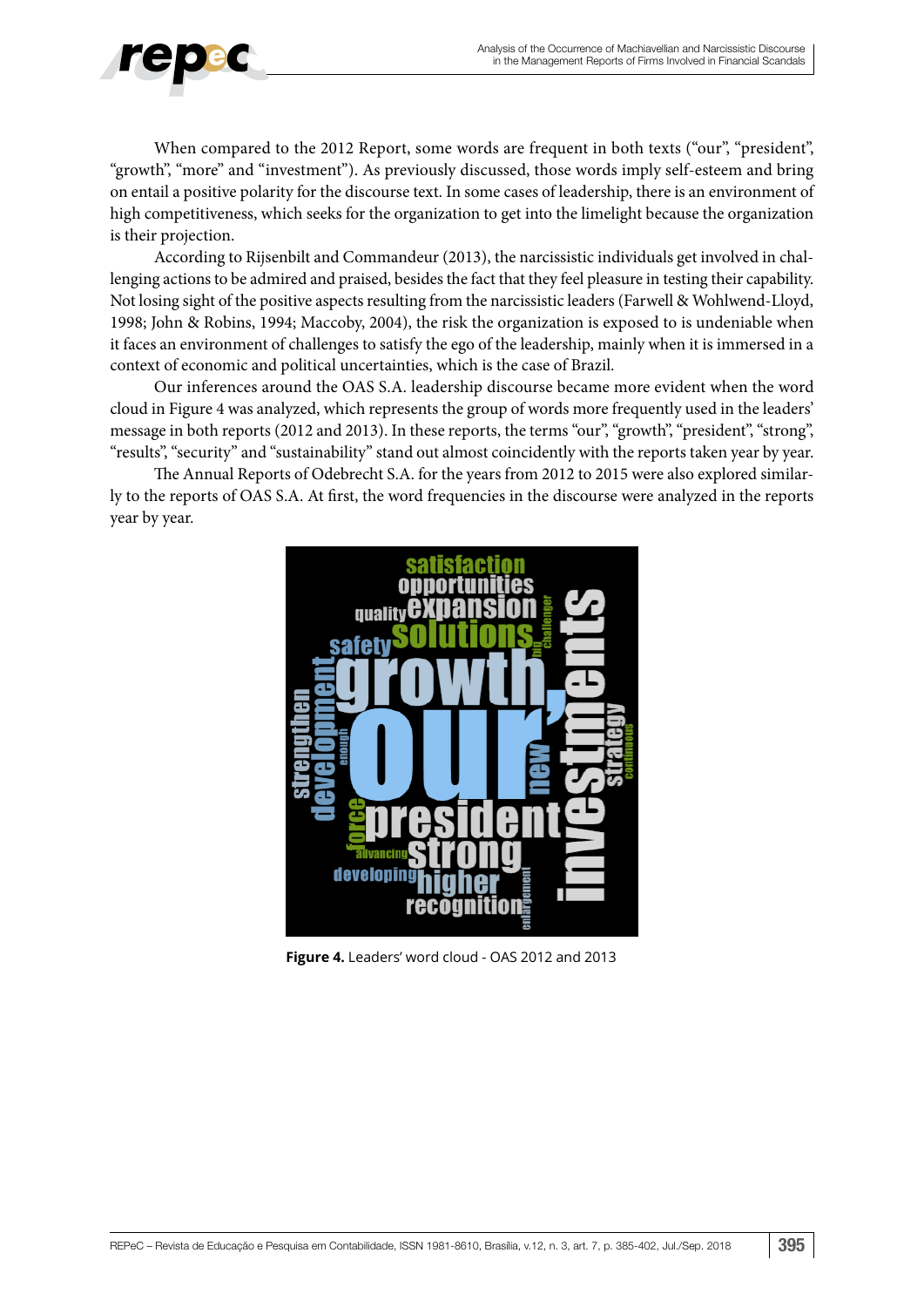When compared to the 2012 Report, some words are frequent in both texts ("our", "president", "growth", "more" and "investment"). As previously discussed, those words imply self-esteem and bring on entail a positive polarity for the discourse text. In some cases of leadership, there is an environment of high competitiveness, which seeks for the organization to get into the limelight because the organization is their projection.

According to Rijsenbilt and Commandeur (2013), the narcissistic individuals get involved in challenging actions to be admired and praised, besides the fact that they feel pleasure in testing their capability. Not losing sight of the positive aspects resulting from the narcissistic leaders (Farwell & Wohlwend-Lloyd, 1998; John & Robins, 1994; Maccoby, 2004), the risk the organization is exposed to is undeniable when it faces an environment of challenges to satisfy the ego of the leadership, mainly when it is immersed in a context of economic and political uncertainties, which is the case of Brazil.

Our inferences around the OAS S.A. leadership discourse became more evident when the word cloud in Figure 4 was analyzed, which represents the group of words more frequently used in the leaders' message in both reports (2012 and 2013). In these reports, the terms "our", "growth", "president", "strong", "results", "security" and "sustainability" stand out almost coincidently with the reports taken year by year.

The Annual Reports of Odebrecht S.A. for the years from 2012 to 2015 were also explored similarly to the reports of OAS S.A. At first, the word frequencies in the discourse were analyzed in the reports year by year.

**Figure 4.** Leaders' word cloud - OAS 2012 and 2013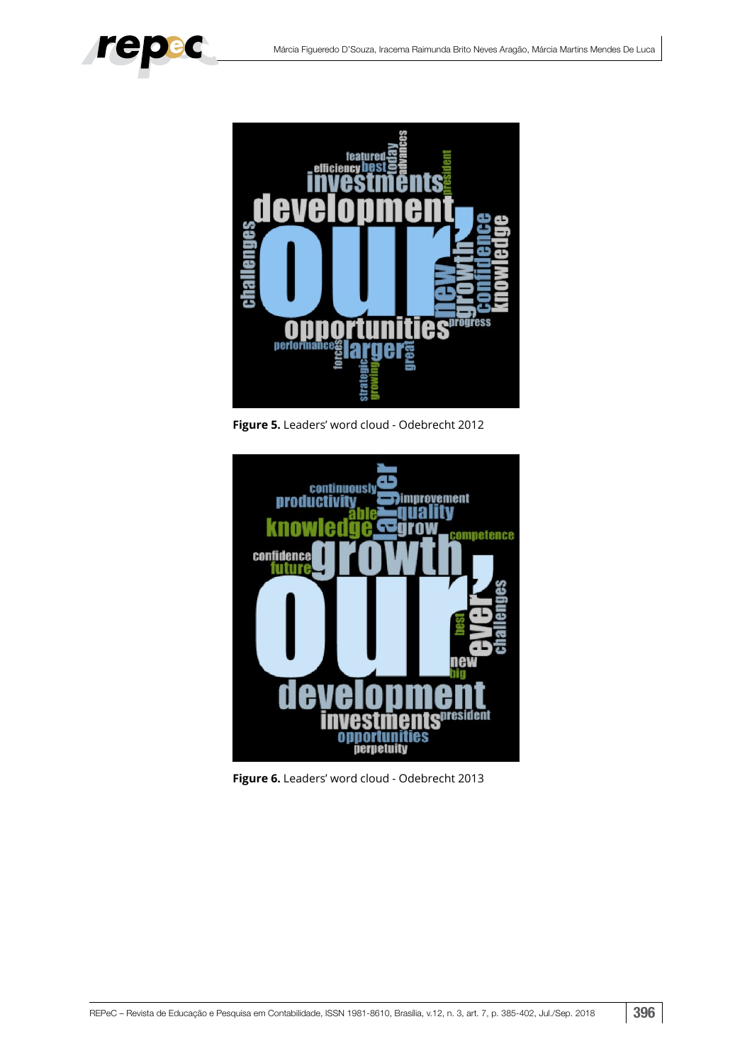Figure 5. Leaders' word cloud - Odebrecht 2012

Figure 6. Leaders' word cloud - Odebrecht 2013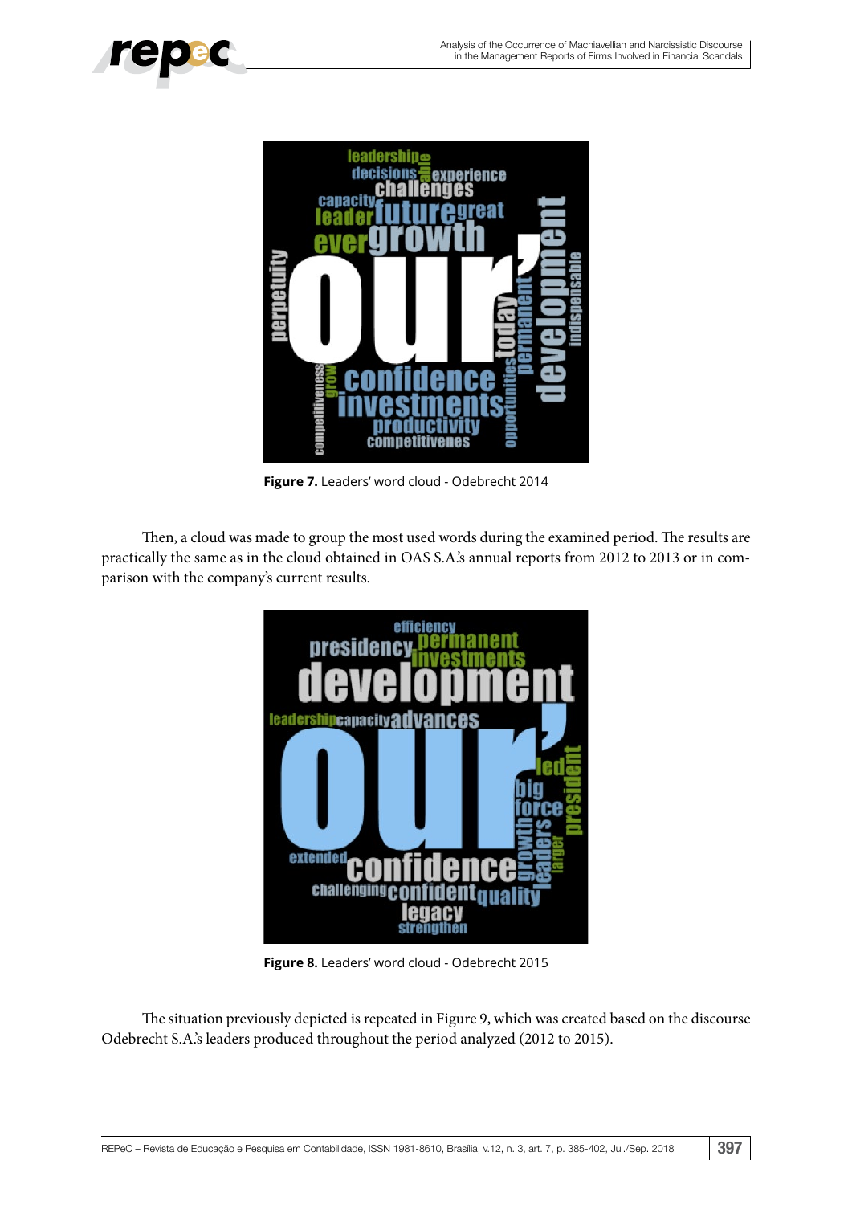**Figure 7.** Leaders' word cloud - Odebrecht 2014

Then, a cloud was made to group the most used words during the examined period. The results are practically the same as in the cloud obtained in OAS S.A.'s annual reports from 2012 to 2013 or in comparison with the company's current results.

**Figure 8.** Leaders' word cloud - Odebrecht 2015

The situation previously depicted is repeated in Figure 9, which was created based on the discourse Odebrecht S.A.'s leaders produced throughout the period analyzed (2012 to 2015).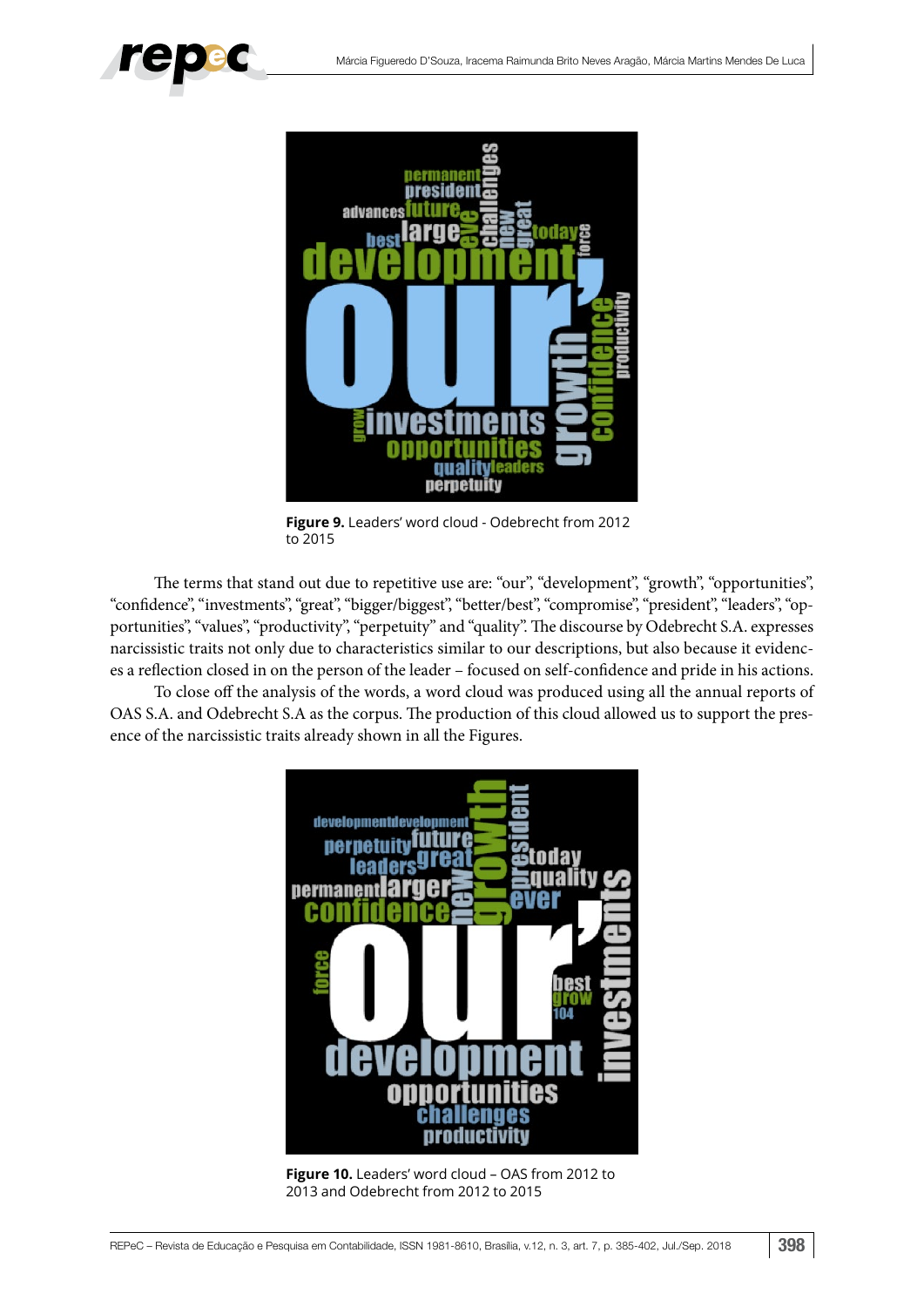**Figure 9.** Leaders' word cloud - Odebrecht from 2012 to 2015

The terms that stand out due to repetitive use are: "our", "development", "growth", "opportunities", "confidence", "investments", "great", "bigger/biggest", "better/best", "compromise", "president", "leaders", "opportunities", "values", "productivity", "perpetuity" and "quality". The discourse by Odebrecht S.A. expresses narcissistic traits not only due to characteristics similar to our descriptions, but also because it evidences a reflection closed in on the person of the leader – focused on self-confidence and pride in his actions.

To close off the analysis of the words, a word cloud was produced using all the annual reports of OAS S.A. and Odebrecht S.A as the corpus. The production of this cloud allowed us to support the presence of the narcissistic traits already shown in all the Figures.

**Figure 10.** Leaders' word cloud – OAS from 2012 to 2013 and Odebrecht from 2012 to 2015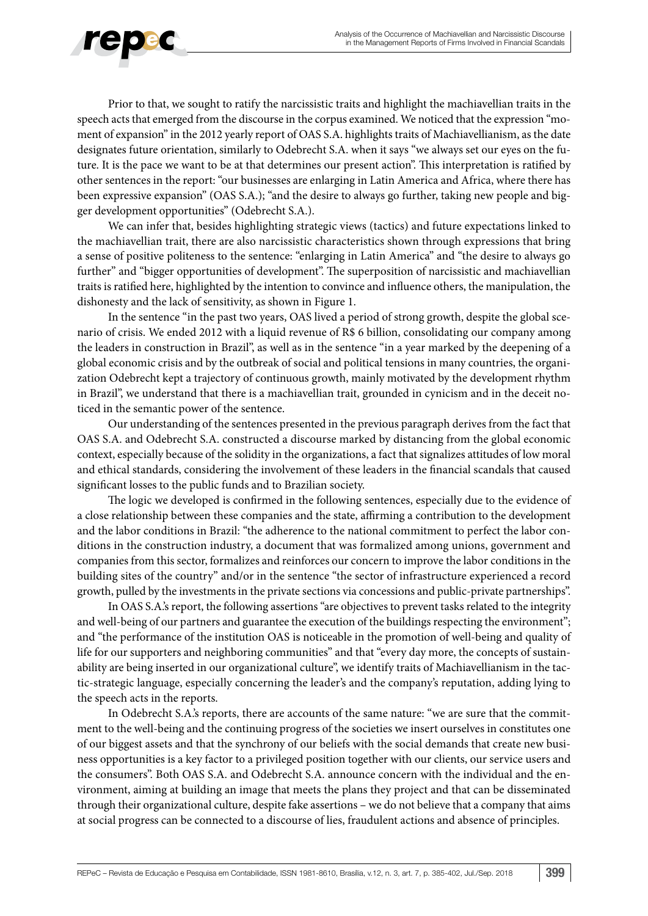Prior to that, we sought to ratify the narcissistic traits and highlight the machiavellian traits in the speech acts that emerged from the discourse in the corpus examined. We noticed that the expression "moment of expansion" in the 2012 yearly report of OAS S.A. highlights traits of Machiavellianism, as the date designates future orientation, similarly to Odebrecht S.A. when it says "we always set our eyes on the future. It is the pace we want to be at that determines our present action". This interpretation is ratified by other sentences in the report: "our businesses are enlarging in Latin America and Africa, where there has been expressive expansion" (OAS S.A.); "and the desire to always go further, taking new people and bigger development opportunities" (Odebrecht S.A.).

We can infer that, besides highlighting strategic views (tactics) and future expectations linked to the machiavellian trait, there are also narcissistic characteristics shown through expressions that bring a sense of positive politeness to the sentence: "enlarging in Latin America" and "the desire to always go further" and "bigger opportunities of development". The superposition of narcissistic and machiavellian traits is ratified here, highlighted by the intention to convince and influence others, the manipulation, the dishonesty and the lack of sensitivity, as shown in Figure 1.

In the sentence "in the past two years, OAS lived a period of strong growth, despite the global scenario of crisis. We ended 2012 with a liquid revenue of R$ 6 billion, consolidating our company among the leaders in construction in Brazil", as well as in the sentence "in a year marked by the deepening of a global economic crisis and by the outbreak of social and political tensions in many countries, the organization Odebrecht kept a trajectory of continuous growth, mainly motivated by the development rhythm in Brazil", we understand that there is a machiavellian trait, grounded in cynicism and in the deceit noticed in the semantic power of the sentence.

Our understanding of the sentences presented in the previous paragraph derives from the fact that OAS S.A. and Odebrecht S.A. constructed a discourse marked by distancing from the global economic context, especially because of the solidity in the organizations, a fact that signalizes attitudes of low moral and ethical standards, considering the involvement of these leaders in the financial scandals that caused significant losses to the public funds and to Brazilian society.

The logic we developed is confirmed in the following sentences, especially due to the evidence of a close relationship between these companies and the state, affirming a contribution to the development and the labor conditions in Brazil: "the adherence to the national commitment to perfect the labor conditions in the construction industry, a document that was formalized among unions, government and companies from this sector, formalizes and reinforces our concern to improve the labor conditions in the building sites of the country" and/or in the sentence "the sector of infrastructure experienced a record growth, pulled by the investments in the private sections via concessions and public-private partnerships".

In OAS S.A.'s report, the following assertions "are objectives to prevent tasks related to the integrity and well-being of our partners and guarantee the execution of the buildings respecting the environment"; and "the performance of the institution OAS is noticeable in the promotion of well-being and quality of life for our supporters and neighboring communities" and that "every day more, the concepts of sustainability are being inserted in our organizational culture", we identify traits of Machiavellianism in the tactic-strategic language, especially concerning the leader's and the company's reputation, adding lying to the speech acts in the reports.

In Odebrecht S.A.'s reports, there are accounts of the same nature: "we are sure that the commitment to the well-being and the continuing progress of the societies we insert ourselves in constitutes one of our biggest assets and that the synchrony of our beliefs with the social demands that create new business opportunities is a key factor to a privileged position together with our clients, our service users and the consumers". Both OAS S.A. and Odebrecht S.A. announce concern with the individual and the environment, aiming at building an image that meets the plans they project and that can be disseminated through their organizational culture, despite fake assertions – we do not believe that a company that aims at social progress can be connected to a discourse of lies, fraudulent actions and absence of principles.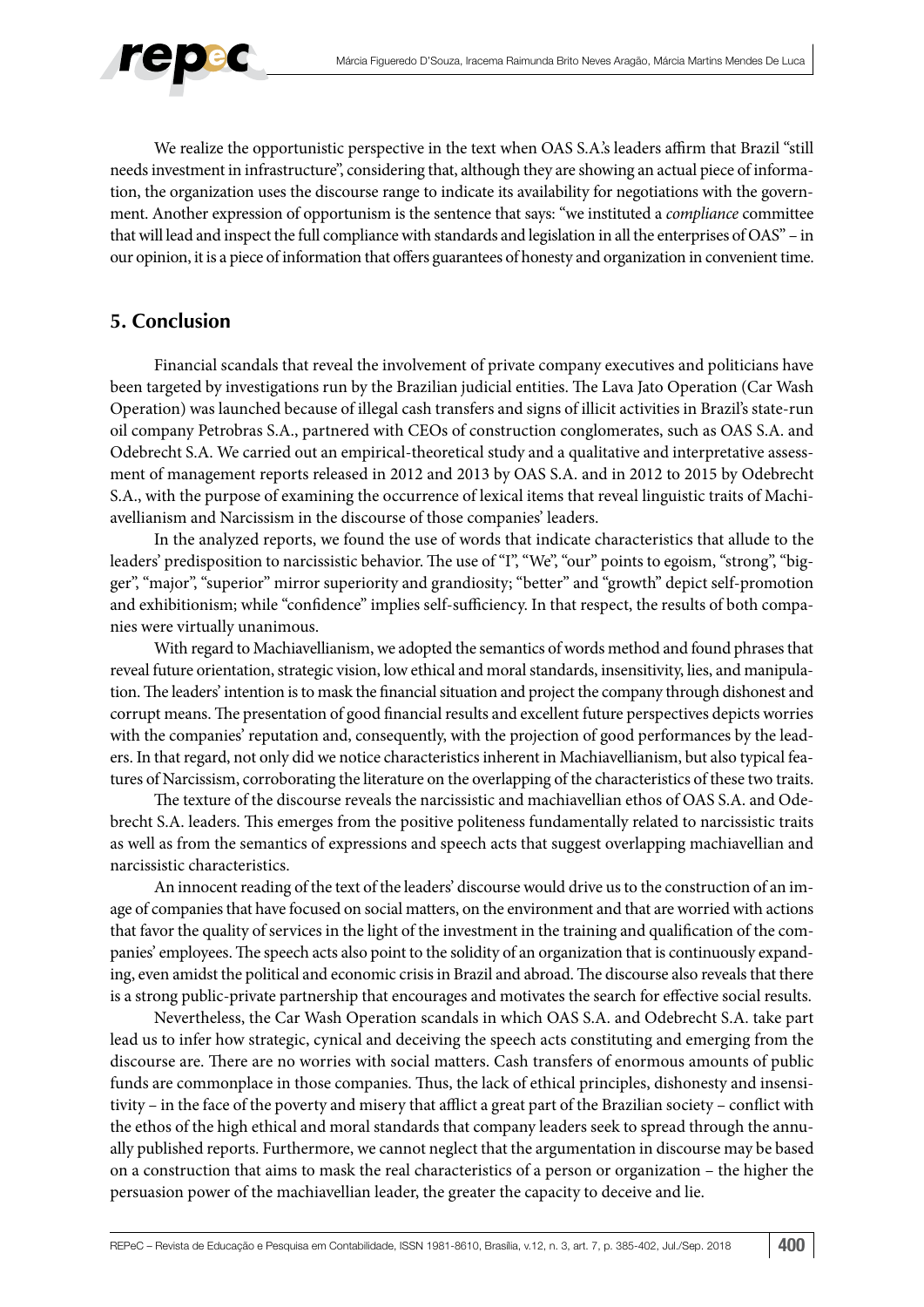We realize the opportunistic perspective in the text when OAS S.A.'s leaders affirm that Brazil "still needs investment in infrastructure", considering that, although they are showing an actual piece of information, the organization uses the discourse range to indicate its availability for negotiations with the government. Another expression of opportunism is the sentence that says: "we instituted a *compliance* committee that will lead and inspect the full compliance with standards and legislation in all the enterprises of OAS" – in our opinion, it is a piece of information that offers guarantees of honesty and organization in convenient time.

## 5. Conclusion

Financial scandals that reveal the involvement of private company executives and politicians have been targeted by investigations run by the Brazilian judicial entities. The Lava Jato Operation (Car Wash Operation) was launched because of illegal cash transfers and signs of illicit activities in Brazil's state-run oil company Petrobras S.A., partnered with CEOs of construction conglomerates, such as OAS S.A. and Odebrecht S.A. We carried out an empirical-theoretical study and a qualitative and interpretative assessment of management reports released in 2012 and 2013 by OAS S.A. and in 2012 to 2015 by Odebrecht S.A., with the purpose of examining the occurrence of lexical items that reveal linguistic traits of Machiavellianism and Narcissism in the discourse of those companies' leaders.

In the analyzed reports, we found the use of words that indicate characteristics that allude to the leaders' predisposition to narcissistic behavior. The use of "I", "We", "our" points to egoism, "strong", "bigger", "major", "superior" mirror superiority and grandiosity; "better" and "growth" depict self-promotion and exhibitionism; while "confidence" implies self-sufficiency. In that respect, the results of both companies were virtually unanimous.

With regard to Machiavellianism, we adopted the semantics of words method and found phrases that reveal future orientation, strategic vision, low ethical and moral standards, insensitivity, lies, and manipulation. The leaders' intention is to mask the financial situation and project the company through dishonest and corrupt means. The presentation of good financial results and excellent future perspectives depicts worries with the companies' reputation and, consequently, with the projection of good performances by the leaders. In that regard, not only did we notice characteristics inherent in Machiavellianism, but also typical features of Narcissism, corroborating the literature on the overlapping of the characteristics of these two traits.

The texture of the discourse reveals the narcissistic and machiavellian ethos of OAS S.A. and Odebrecht S.A. leaders. This emerges from the positive politeness fundamentally related to narcissistic traits as well as from the semantics of expressions and speech acts that suggest overlapping machiavellian and narcissistic characteristics.

An innocent reading of the text of the leaders' discourse would drive us to the construction of an image of companies that have focused on social matters, on the environment and that are worried with actions that favor the quality of services in the light of the investment in the training and qualification of the companies' employees. The speech acts also point to the solidity of an organization that is continuously expanding, even amidst the political and economic crisis in Brazil and abroad. The discourse also reveals that there is a strong public-private partnership that encourages and motivates the search for effective social results.

Nevertheless, the Car Wash Operation scandals in which OAS S.A. and Odebrecht S.A. take part lead us to infer how strategic, cynical and deceiving the speech acts constituting and emerging from the discourse are. There are no worries with social matters. Cash transfers of enormous amounts of public funds are commonplace in those companies. Thus, the lack of ethical principles, dishonesty and insensitivity – in the face of the poverty and misery that afflict a great part of the Brazilian society – conflict with the ethos of the high ethical and moral standards that company leaders seek to spread through the annually published reports. Furthermore, we cannot neglect that the argumentation in discourse may be based on a construction that aims to mask the real characteristics of a person or organization – the higher the persuasion power of the machiavellian leader, the greater the capacity to deceive and lie.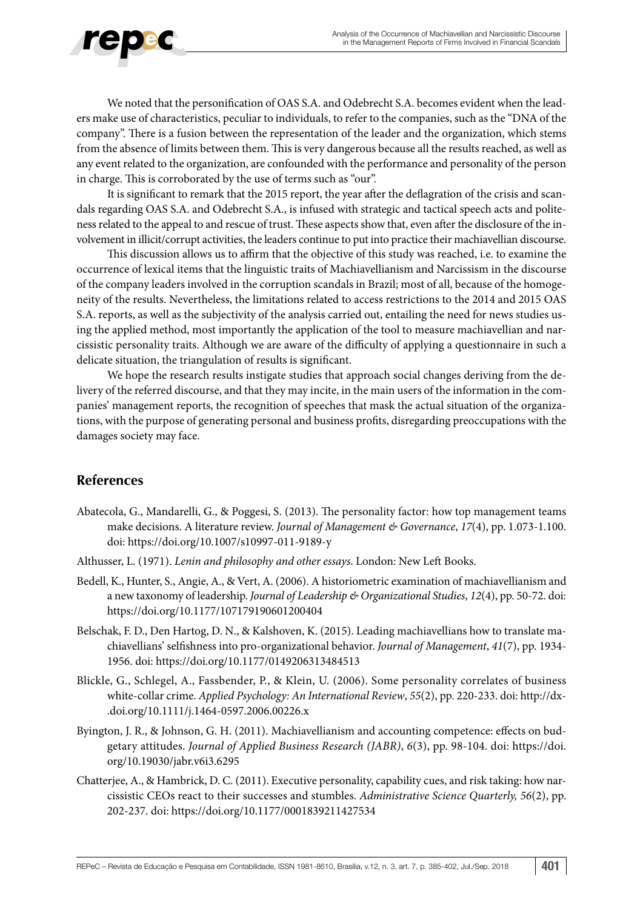We noted that the personification of OAS S.A. and Odebrecht S.A. becomes evident when the leaders make use of characteristics, peculiar to individuals, to refer to the companies, such as the "DNA of the company". There is a fusion between the representation of the leader and the organization, which stems from the absence of limits between them. This is very dangerous because all the results reached, as well as any event related to the organization, are confounded with the performance and personality of the person in charge. This is corroborated by the use of terms such as "our".

It is significant to remark that the 2015 report, the year after the deflagration of the crisis and scandals regarding OAS S.A. and Odebrecht S.A., is infused with strategic and tactical speech acts and politeness related to the appeal to and rescue of trust. These aspects show that, even after the disclosure of the involvement in illicit/corrupt activities, the leaders continue to put into practice their machiavellian discourse.

This discussion allows us to affirm that the objective of this study was reached, i.e. to examine the occurrence of lexical items that the linguistic traits of Machiavellianism and Narcissism in the discourse of the company leaders involved in the corruption scandals in Brazil; most of all, because of the homogeneity of the results. Nevertheless, the limitations related to access restrictions to the 2014 and 2015 OAS S.A. reports, as well as the subjectivity of the analysis carried out, entailing the need for news studies using the applied method, most importantly the application of the tool to measure machiavellian and narcissistic personality traits. Although we are aware of the difficulty of applying a questionnaire in such a delicate situation, the triangulation of results is significant.

We hope the research results instigate studies that approach social changes deriving from the delivery of the referred discourse, and that they may incite, in the main users of the information in the companies' management reports, the recognition of speeches that mask the actual situation of the organizations, with the purpose of generating personal and business profits, disregarding preoccupations with the damages society may face.

## References

Abatecola, G., Mandarelli, G., & Poggesi, S. (2013). The personality factor: how top management teams make decisions. A literature review. *Journal of Management & Governance*, *17*(4), pp. 1.073-1.100. doi: https://doi.org/10.1007/s10997-011-9189-y

Althusser, L. (1971). *Lenin and philosophy and other essays*. London: New Left Books.

Bedell, K., Hunter, S., Angie, A., & Vert, A. (2006). A historiometric examination of machiavellianism and a new taxonomy of leadership. *Journal of Leadership & Organizational Studies*, *12*(4), pp. 50-72. doi: https://doi.org/10.1177/107179190601200404

Belschak, F. D., Den Hartog, D. N., & Kalshoven, K. (2015). Leading machiavellians how to translate machiavellians' selfishness into pro-organizational behavior. *Journal of Management*, *41*(7), pp. 1934-1956. doi: https://doi.org/10.1177/0149206313484513

Blickle, G., Schlegel, A., Fassbender, P., & Klein, U. (2006). Some personality correlates of business white-collar crime. *Applied Psychology: An International Review*, *55*(2), pp. 220-233. doi: http://dx-.doi.org/10.1111/j.1464-0597.2006.00226.x

Byington, J. R., & Johnson, G. H. (2011). Machiavellianism and accounting competence: effects on budgetary attitudes. *Journal of Applied Business Research (JABR)*, *6*(3), pp. 98-104. doi: https://doi.org/10.19030/jabr.v6i3.6295

Chatterjee, A., & Hambrick, D. C. (2011). Executive personality, capability cues, and risk taking: how narcissistic CEOs react to their successes and stumbles. *Administrative Science Quarterly, 56*(2), pp. 202-237. doi: https://doi.org/10.1177/0001839211427534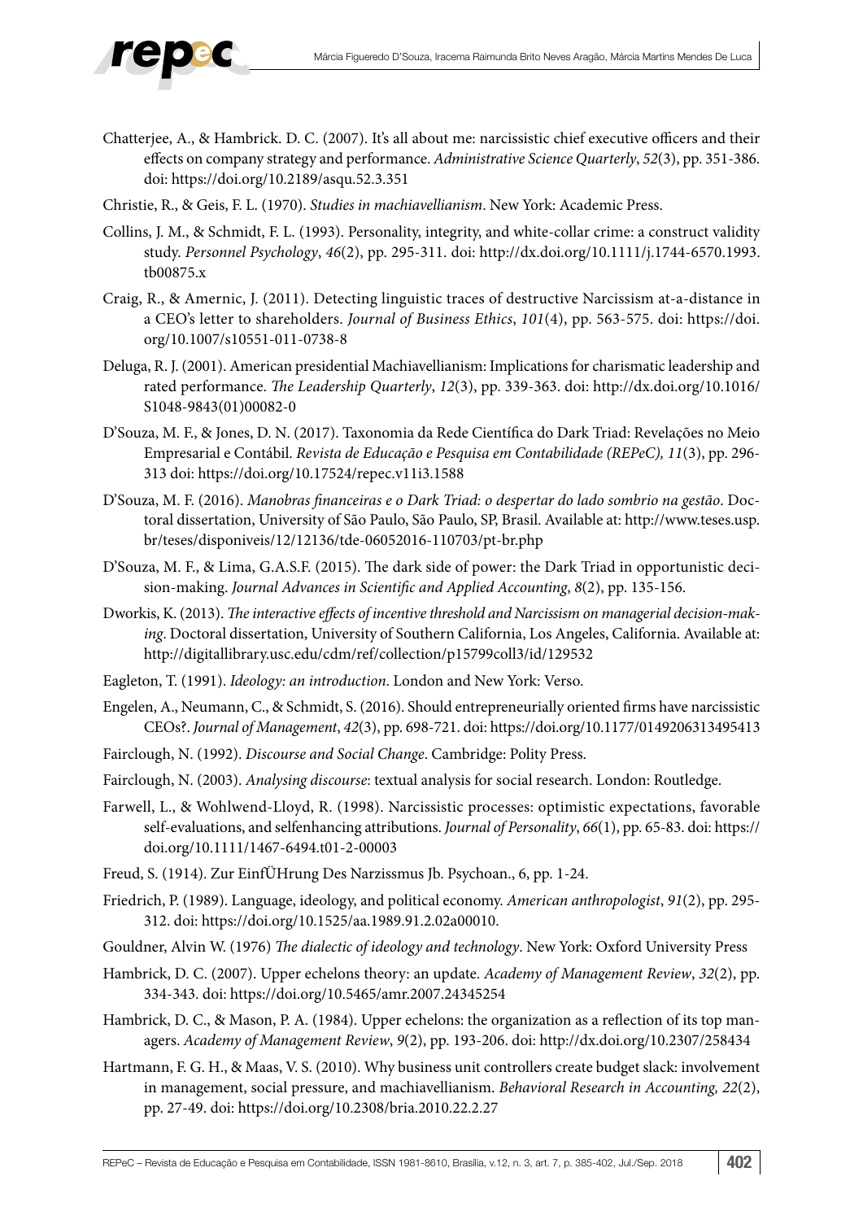Chatterjee, A., & Hambrick. D. C. (2007). It's all about me: narcissistic chief executive officers and their effects on company strategy and performance. *Administrative Science Quarterly*, *52*(3), pp. 351-386. doi: https://doi.org/10.2189/asqu.52.3.351

Christie, R., & Geis, F. L. (1970). *Studies in machiavellianism*. New York: Academic Press.

Collins, J. M., & Schmidt, F. L. (1993). Personality, integrity, and white-collar crime: a construct validity study. *Personnel Psychology*, *46*(2), pp. 295-311. doi: http://dx.doi.org/10.1111/j.1744-6570.1993.tb00875.x

Craig, R., & Amernic, J. (2011). Detecting linguistic traces of destructive Narcissism at-a-distance in a CEO's letter to shareholders. *Journal of Business Ethics*, *101*(4), pp. 563-575. doi: https://doi.org/10.1007/s10551-011-0738-8

Deluga, R. J. (2001). American presidential Machiavellianism: Implications for charismatic leadership and rated performance. *The Leadership Quarterly*, *12*(3), pp. 339-363. doi: http://dx.doi.org/10.1016/S1048-9843(01)00082-0

D'Souza, M. F., & Jones, D. N. (2017). Taxonomia da Rede Científica do Dark Triad: Revelações no Meio Empresarial e Contábil. *Revista de Educação e Pesquisa em Contabilidade (REPeC), 11*(3), pp. 296-313 doi: https://doi.org/10.17524/repec.v11i3.1588

D'Souza, M. F. (2016). *Manobras financeiras e o Dark Triad: o despertar do lado sombrio na gestão*. Doctoral dissertation, University of São Paulo, São Paulo, SP, Brasil. Available at: http://www.teses.usp.br/teses/disponiveis/12/12136/tde-06052016-110703/pt-br.php

D'Souza, M. F., & Lima, G.A.S.F. (2015). The dark side of power: the Dark Triad in opportunistic decision-making. *Journal Advances in Scientific and Applied Accounting*, *8*(2), pp. 135-156.

Dworkis, K. (2013). *The interactive effects of incentive threshold and Narcissism on managerial decision-making*. Doctoral dissertation, University of Southern California, Los Angeles, California. Available at: http://digitallibrary.usc.edu/cdm/ref/collection/p15799coll3/id/129532

Eagleton, T. (1991). *Ideology: an introduction*. London and New York: Verso.

Engelen, A., Neumann, C., & Schmidt, S. (2016). Should entrepreneurially oriented firms have narcissistic CEOs?. *Journal of Management*, *42*(3), pp. 698-721. doi: https://doi.org/10.1177/0149206313495413

Fairclough, N. (1992). *Discourse and Social Change*. Cambridge: Polity Press.

Fairclough, N. (2003). *Analysing discourse*: textual analysis for social research. London: Routledge.

Farwell, L., & Wohlwend-Lloyd, R. (1998). Narcissistic processes: optimistic expectations, favorable self-evaluations, and selfenhancing attributions. *Journal of Personality*, *66*(1), pp. 65-83. doi: https://doi.org/10.1111/1467-6494.t01-2-00003

Freud, S. (1914). Zur EinfÜHrung Des Narzissmus Jb. Psychoan., 6, pp. 1-24.

Friedrich, P. (1989). Language, ideology, and political economy. *American anthropologist*, *91*(2), pp. 295-312. doi: https://doi.org/10.1525/aa.1989.91.2.02a00010.

Gouldner, Alvin W. (1976) *The dialectic of ideology and technology*. New York: Oxford University Press

Hambrick, D. C. (2007). Upper echelons theory: an update. *Academy of Management Review*, *32*(2), pp. 334-343. doi: https://doi.org/10.5465/amr.2007.24345254

Hambrick, D. C., & Mason, P. A. (1984). Upper echelons: the organization as a reflection of its top managers. *Academy of Management Review*, *9*(2), pp. 193-206. doi: http://dx.doi.org/10.2307/258434

Hartmann, F. G. H., & Maas, V. S. (2010). Why business unit controllers create budget slack: involvement in management, social pressure, and machiavellianism. *Behavioral Research in Accounting, 22*(2), pp. 27-49. doi: https://doi.org/10.2308/bria.2010.22.2.27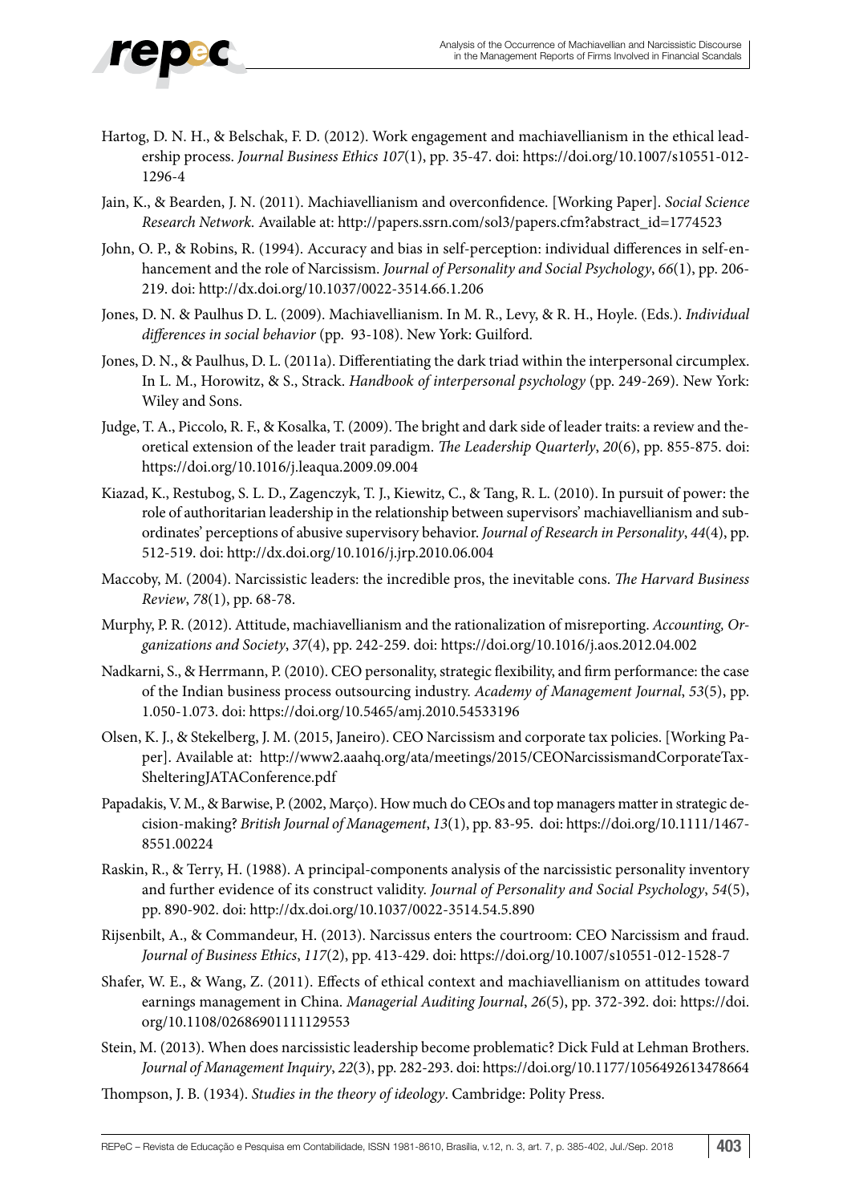Hartog, D. N. H., & Belschak, F. D. (2012). Work engagement and machiavellianism in the ethical leadership process. *Journal Business Ethics 107*(1), pp. 35-47. doi: https://doi.org/10.1007/s10551-012-1296-4

Jain, K., & Bearden, J. N. (2011). Machiavellianism and overconfidence. [Working Paper]. *Social Science Research Network.* Available at: http://papers.ssrn.com/sol3/papers.cfm?abstract_id=1774523

John, O. P., & Robins, R. (1994). Accuracy and bias in self-perception: individual differences in self-enhancement and the role of Narcissism. *Journal of Personality and Social Psychology*, *66*(1), pp. 206-219. doi: http://dx.doi.org/10.1037/0022-3514.66.1.206

Jones, D. N. & Paulhus D. L. (2009). Machiavellianism. In M. R., Levy, & R. H., Hoyle. (Eds.). *Individual differences in social behavior* (pp. 93-108). New York: Guilford.

Jones, D. N., & Paulhus, D. L. (2011a). Differentiating the dark triad within the interpersonal circumplex. In L. M., Horowitz, & S., Strack. *Handbook of interpersonal psychology* (pp. 249-269). New York: Wiley and Sons.

Judge, T. A., Piccolo, R. F., & Kosalka, T. (2009). The bright and dark side of leader traits: a review and theoretical extension of the leader trait paradigm. *The Leadership Quarterly*, *20*(6), pp. 855-875. doi: https://doi.org/10.1016/j.leaqua.2009.09.004

Kiazad, K., Restubog, S. L. D., Zagenczyk, T. J., Kiewitz, C., & Tang, R. L. (2010). In pursuit of power: the role of authoritarian leadership in the relationship between supervisors' machiavellianism and subordinates' perceptions of abusive supervisory behavior. *Journal of Research in Personality*, *44*(4), pp. 512-519. doi: http://dx.doi.org/10.1016/j.jrp.2010.06.004

Maccoby, M. (2004). Narcissistic leaders: the incredible pros, the inevitable cons. *The Harvard Business Review*, *78*(1), pp. 68-78.

Murphy, P. R. (2012). Attitude, machiavellianism and the rationalization of misreporting. *Accounting, Organizations and Society*, *37*(4), pp. 242-259. doi: https://doi.org/10.1016/j.aos.2012.04.002

Nadkarni, S., & Herrmann, P. (2010). CEO personality, strategic flexibility, and firm performance: the case of the Indian business process outsourcing industry. *Academy of Management Journal*, *53*(5), pp. 1.050-1.073. doi: https://doi.org/10.5465/amj.2010.54533196

Olsen, K. J., & Stekelberg, J. M. (2015, Janeiro). CEO Narcissism and corporate tax policies. [Working Paper]. Available at: http://www2.aaahq.org/ata/meetings/2015/CEONarcissismandCorporateTaxShelteringJATAConference.pdf

Papadakis, V. M., & Barwise, P. (2002, Março). How much do CEOs and top managers matter in strategic decision-making? *British Journal of Management*, *13*(1), pp. 83-95. doi: https://doi.org/10.1111/1467-8551.00224

Raskin, R., & Terry, H. (1988). A principal-components analysis of the narcissistic personality inventory and further evidence of its construct validity. *Journal of Personality and Social Psychology*, *54*(5), pp. 890-902. doi: http://dx.doi.org/10.1037/0022-3514.54.5.890

Rijsenbilt, A., & Commandeur, H. (2013). Narcissus enters the courtroom: CEO Narcissism and fraud. *Journal of Business Ethics*, *117*(2), pp. 413-429. doi: https://doi.org/10.1007/s10551-012-1528-7

Shafer, W. E., & Wang, Z. (2011). Effects of ethical context and machiavellianism on attitudes toward earnings management in China. *Managerial Auditing Journal*, *26*(5), pp. 372-392. doi: https://doi.org/10.1108/02686901111129553

Stein, M. (2013). When does narcissistic leadership become problematic? Dick Fuld at Lehman Brothers. *Journal of Management Inquiry*, *22*(3), pp. 282-293. doi: https://doi.org/10.1177/1056492613478664

Thompson, J. B. (1934). *Studies in the theory of ideology*. Cambridge: Polity Press.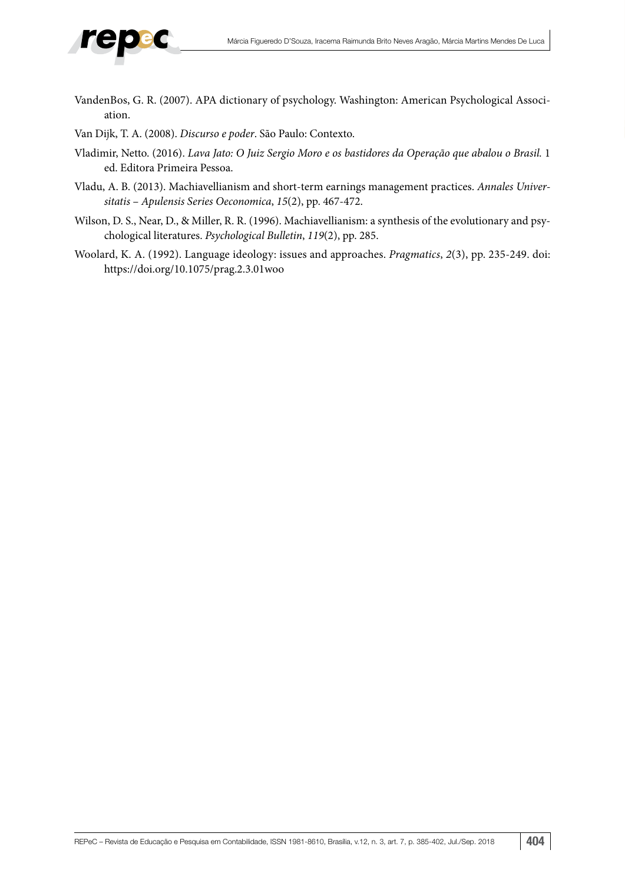VandenBos, G. R. (2007). APA dictionary of psychology. Washington: American Psychological Association.

Van Dijk, T. A. (2008). *Discurso e poder*. São Paulo: Contexto.

Vladimir, Netto. (2016). *Lava Jato: O Juiz Sergio Moro e os bastidores da Operação que abalou o Brasil.* 1 ed. Editora Primeira Pessoa.

Vladu, A. B. (2013). Machiavellianism and short-term earnings management practices. *Annales Universitatis – Apulensis Series Oeconomica*, *15*(2), pp. 467-472.

Wilson, D. S., Near, D., & Miller, R. R. (1996). Machiavellianism: a synthesis of the evolutionary and psychological literatures. *Psychological Bulletin*, *119*(2), pp. 285.

Woolard, K. A. (1992). Language ideology: issues and approaches. *Pragmatics*, *2*(3), pp. 235-249. doi: https://doi.org/10.1075/prag.2.3.01woo